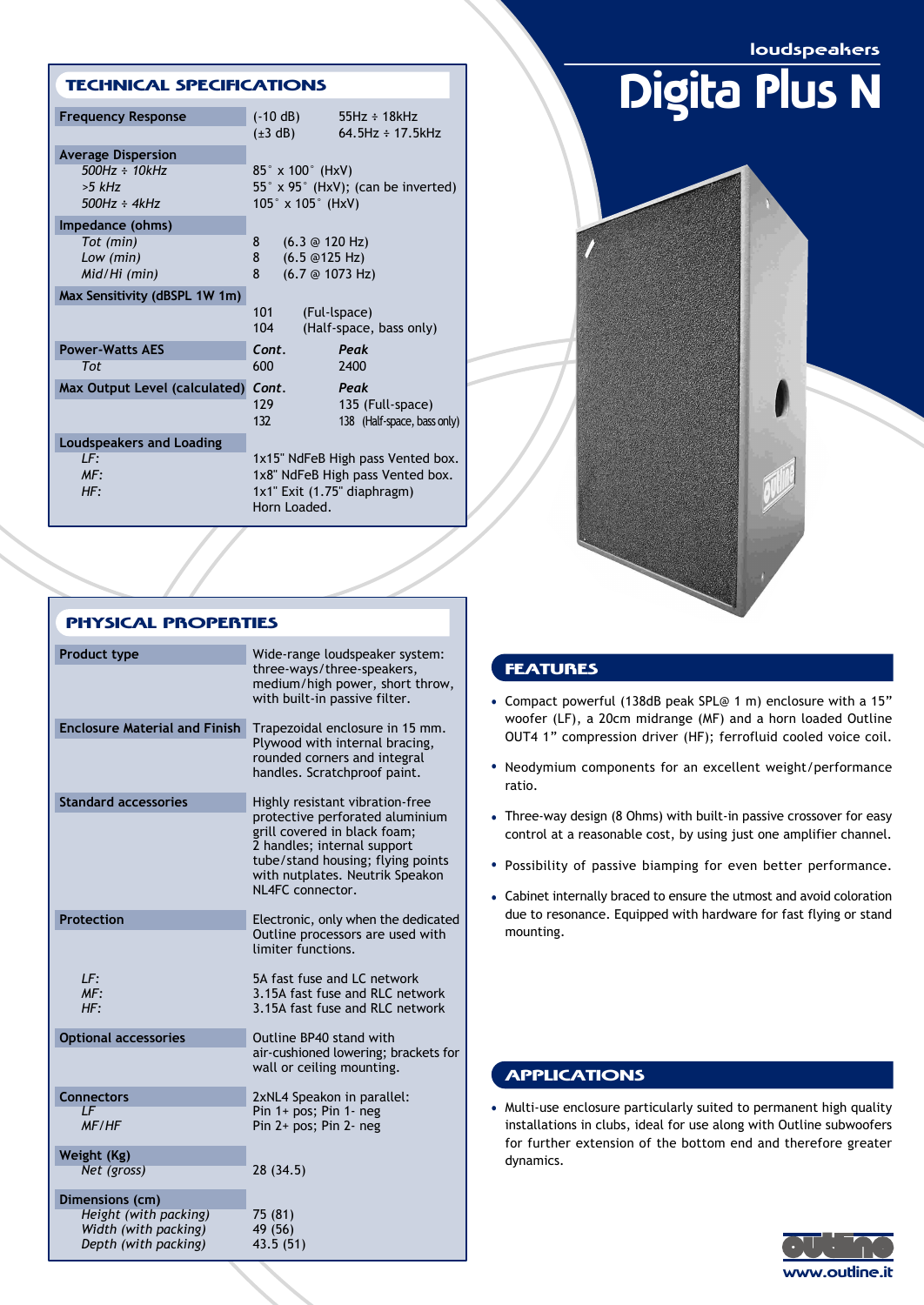loudspeakers

# Digita Plus N

## TECHNICAL SPECIFICATIONS

| | | |
|---|---|---|
| **Frequency Response** | (-10 dB) | 55Hz ÷ 18kHz |
| | (±3 dB) | 64.5Hz ÷ 17.5kHz |
| **Average Dispersion** | | |
| *500Hz ÷ 10kHz* | 85° x 100° (HxV) | |
| *>5 kHz* | 55° x 95° (HxV); (can be inverted) | |
| *500Hz ÷ 4kHz* | 105° x 105° (HxV) | |
| **Impedance (ohms)** | | |
| *Tot (min)* | 8 | (6.3 @ 120 Hz) |
| *Low (min)* | 8 | (6.5 @125 Hz) |
| *Mid/Hi (min)* | 8 | (6.7 @ 1073 Hz) |
| **Max Sensitivity (dBSPL 1W 1m)** | 101 | (Ful-lspace) |
| | 104 | (Half-space, bass only) |
| **Power-Watts AES** | *Cont.* | *Peak* |
| *Tot* | 600 | 2400 |
| **Max Output Level (calculated)** | *Cont.* | *Peak* |
| | 129 | 135 (Full-space) |
| | 132 | 138 (Half-space, bass only) |
| **Loudspeakers and Loading** | | |
| *LF:* | 1x15" NdFeB High pass Vented box. | |
| *MF:* | 1x8" NdFeB High pass Vented box. | |
| *HF:* | 1x1" Exit (1.75" diaphragm) Horn Loaded. | |

## PHYSICAL PROPERTIES

| | |
|---|---|
| **Product type** | Wide-range loudspeaker system: three-ways/three-speakers, medium/high power, short throw, with built-in passive filter. |
| **Enclosure Material and Finish** | Trapezoidal enclosure in 15 mm. Plywood with internal bracing, rounded corners and integral handles. Scratchproof paint. |
| **Standard accessories** | Highly resistant vibration-free protective perforated aluminium grill covered in black foam; 2 handles; internal support tube/stand housing; flying points with nutplates. Neutrik Speakon NL4FC connector. |
| **Protection** | Electronic, only when the dedicated Outline processors are used with limiter functions. |
| *LF:* | 5A fast fuse and LC network |
| *MF:* | 3.15A fast fuse and RLC network |
| *HF:* | 3.15A fast fuse and RLC network |
| **Optional accessories** | Outline BP40 stand with air-cushioned lowering; brackets for wall or ceiling mounting. |
| **Connectors** | 2xNL4 Speakon in parallel: |
| *LF* | Pin 1+ pos; Pin 1- neg |
| *MF/HF* | Pin 2+ pos; Pin 2- neg |
| **Weight (Kg)** | |
| *Net (gross)* | 28 (34.5) |
| **Dimensions (cm)** | |
| *Height (with packing)* | 75 (81) |
| *Width (with packing)* | 49 (56) |
| *Depth (with packing)* | 43.5 (51) |

## FEATURES

- Compact powerful (138dB peak SPL@ 1 m) enclosure with a 15" woofer (LF), a 20cm midrange (MF) and a horn loaded Outline OUT4 1" compression driver (HF); ferrofluid cooled voice coil.
- Neodymium components for an excellent weight/performance ratio.
- Three-way design (8 Ohms) with built-in passive crossover for easy control at a reasonable cost, by using just one amplifier channel.
- Possibility of passive biamping for even better performance.
- Cabinet internally braced to ensure the utmost and avoid coloration due to resonance. Equipped with hardware for fast flying or stand mounting.

## APPLICATIONS

- Multi-use enclosure particularly suited to permanent high quality installations in clubs, ideal for use along with Outline subwoofers for further extension of the bottom end and therefore greater dynamics.

www.outline.it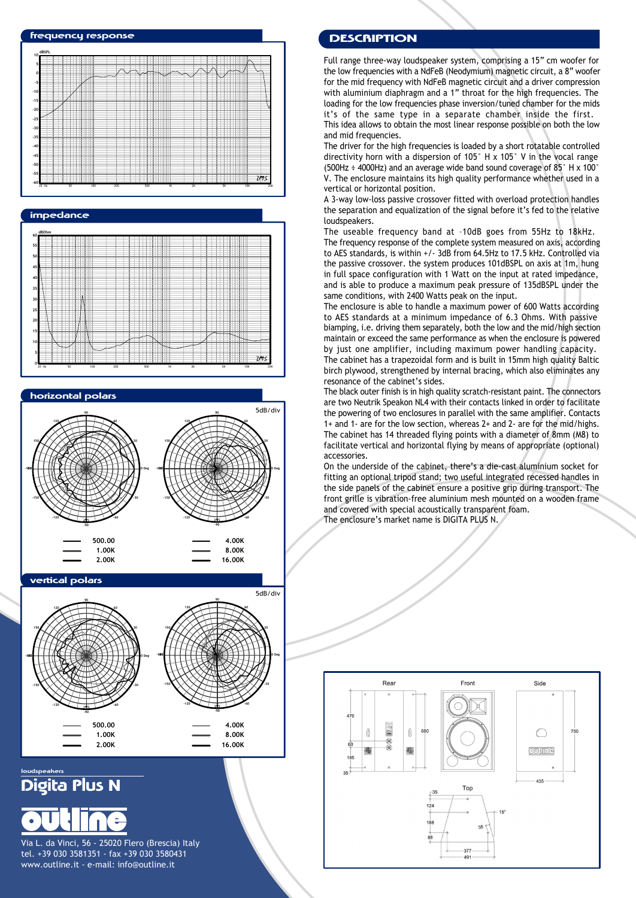## frequency response

dBSPL

10, 5, 0, -5, -10, -15, -20, -25, -30, -35, -40, -45, -50, -55, -60

20 Hz, 50, 100, 200, 500, 1K, 2K, 5K, 10K, 20K

## impedance

dBOhm

60, 55, 50, 45, 40, 35, 30, 25, 20, 15, 10, 5, 0

20 Hz, 50, 100, 200, 500, 1K, 2K, 5K, 10K, 20K

## horizontal polars

5dB/div

500.00
1.00K
2.00K

4.00K
8.00K
16.00K

## vertical polars

5dB/div

500.00
1.00K
2.00K

4.00K
8.00K
16.00K

loudspeakers

# Digita Plus N

outline

Via L. da Vinci, 56 - 25020 Flero (Brescia) Italy
tel. +39 030 3581351 - fax +39 030 3580431
www.outline.it - e-mail: info@outline.it

## DESCRIPTION

Full range three-way loudspeaker system, comprising a 15" cm woofer for the low frequencies with a NdFeB (Neodymium) magnetic circuit, a 8" woofer for the mid frequency with NdFeB magnetic circuit and a driver compression with aluminium diaphragm and a 1" throat for the high frequencies. The loading for the low frequencies phase inversion/tuned chamber for the mids it's of the same type in a separate chamber inside the first. This idea allows to obtain the most linear response possible on both the low and mid frequencies.

The driver for the high frequencies is loaded by a short rotatable controlled directivity horn with a dispersion of 105° H x 105° V in the vocal range (500Hz ÷ 4000Hz) and an average wide band sound coverage of 85° H x 100° V. The enclosure maintains its high quality performance whether used in a vertical or horizontal position.

A 3-way low-loss passive crossover fitted with overload protection handles the separation and equalization of the signal before it's fed to the relative loudspeakers.

The useable frequency band at -10dB goes from 55Hz to 18kHz. The frequency response of the complete system measured on axis, according to AES standards, is within +/- 3dB from 64.5Hz to 17.5 kHz. Controlled via the passive crossover. the system produces 101dBSPL on axis at 1m, hung in full space configuration with 1 Watt on the input at rated impedance, and is able to produce a maximum peak pressure of 135dBSPL under the same conditions, with 2400 Watts peak on the input.

The enclosure is able to handle a maximum power of 600 Watts according to AES standards at a minimum impedance of 6.3 Ohms. With passive biamping, i.e. driving them separately, both the low and the mid/high section maintain or exceed the same performance as when the enclosure is powered by just one amplifier, including maximum power handling capacity.

The cabinet has a trapezoidal form and is built in 15mm high quality Baltic birch plywood, strengthened by internal bracing, which also eliminates any resonance of the cabinet's sides.

The black outer finish is in high quality scratch-resistant paint. The connectors are two Neutrik Speakon NL4 with their contacts linked in order to facilitate the powering of two enclosures in parallel with the same amplifier. Contacts 1+ and 1- are for the low section, whereas 2+ and 2- are for the mid/highs.

The cabinet has 14 threaded flying points with a diameter of 8mm (M8) to facilitate vertical and horizontal flying by means of appropriate (optional) accessories.

On the underside of the cabinet, there's a die-cast aluminium socket for fitting an optional tripod stand; two useful integrated recessed handles in the side panels of the cabinet ensure a positive grip during transport. The front grille is vibration-free aluminium mesh mounted on a wooden frame and covered with special acoustically transparent foam.

The enclosure's market name is DIGITA PLUS N.

Rear — Front — Side

470, 60, 185, 35, 680, 750, 435

Top

35, 124, 188, 88, 15°, 35, 377, 491